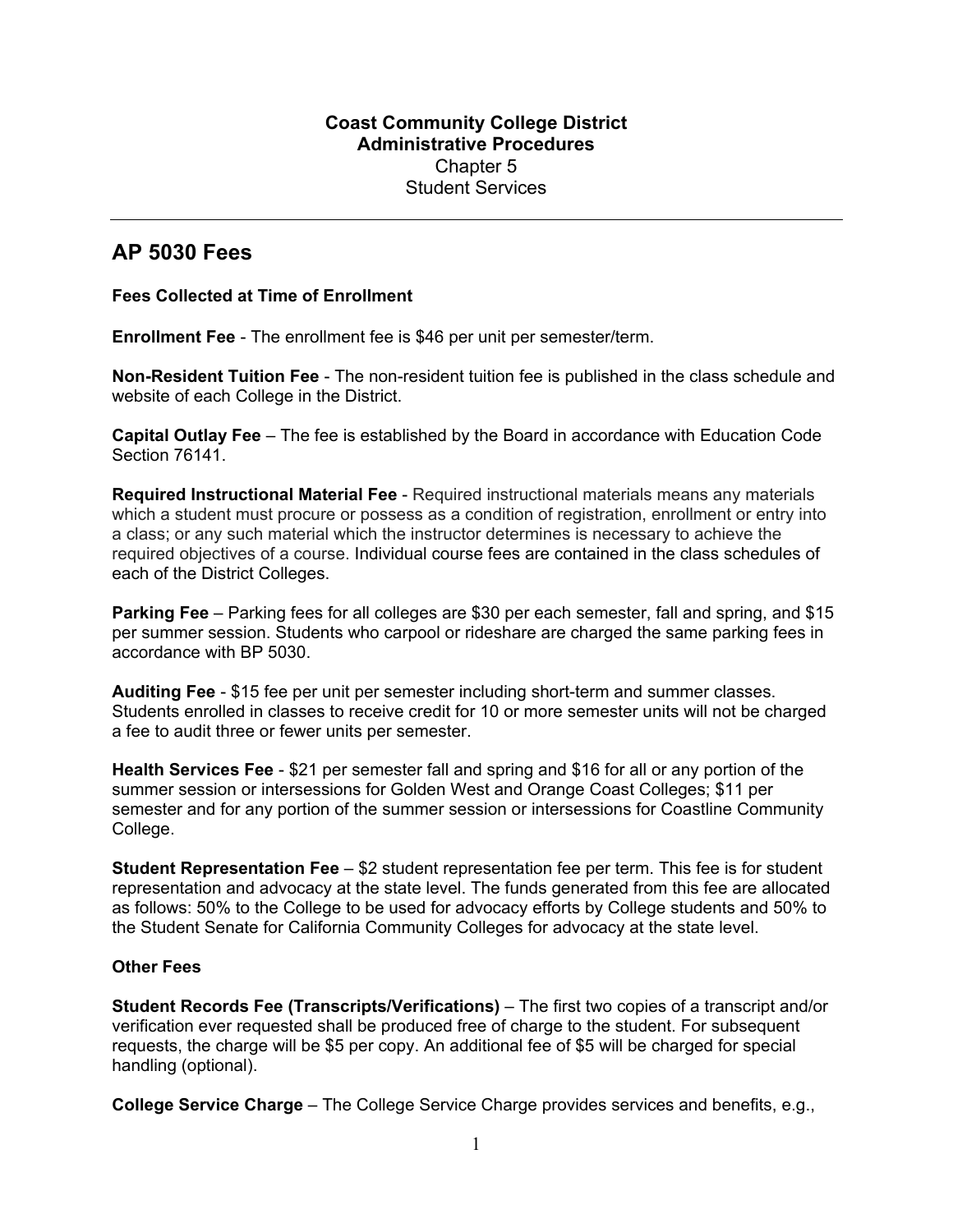**Coast Community College District**
**Administrative Procedures**
Chapter 5
Student Services

---

# AP 5030 Fees

**Fees Collected at Time of Enrollment**

**Enrollment Fee** - The enrollment fee is $46 per unit per semester/term.

**Non-Resident Tuition Fee** - The non-resident tuition fee is published in the class schedule and website of each College in the District.

**Capital Outlay Fee** – The fee is established by the Board in accordance with Education Code Section 76141.

**Required Instructional Material Fee** - Required instructional materials means any materials which a student must procure or possess as a condition of registration, enrollment or entry into a class; or any such material which the instructor determines is necessary to achieve the required objectives of a course. Individual course fees are contained in the class schedules of each of the District Colleges.

**Parking Fee** – Parking fees for all colleges are $30 per each semester, fall and spring, and $15 per summer session. Students who carpool or rideshare are charged the same parking fees in accordance with BP 5030.

**Auditing Fee** - $15 fee per unit per semester including short-term and summer classes. Students enrolled in classes to receive credit for 10 or more semester units will not be charged a fee to audit three or fewer units per semester.

**Health Services Fee** - $21 per semester fall and spring and $16 for all or any portion of the summer session or intersessions for Golden West and Orange Coast Colleges; $11 per semester and for any portion of the summer session or intersessions for Coastline Community College.

**Student Representation Fee** – $2 student representation fee per term. This fee is for student representation and advocacy at the state level. The funds generated from this fee are allocated as follows: 50% to the College to be used for advocacy efforts by College students and 50% to the Student Senate for California Community Colleges for advocacy at the state level.

**Other Fees**

**Student Records Fee (Transcripts/Verifications)** – The first two copies of a transcript and/or verification ever requested shall be produced free of charge to the student. For subsequent requests, the charge will be $5 per copy. An additional fee of $5 will be charged for special handling (optional).

**College Service Charge** – The College Service Charge provides services and benefits, e.g.,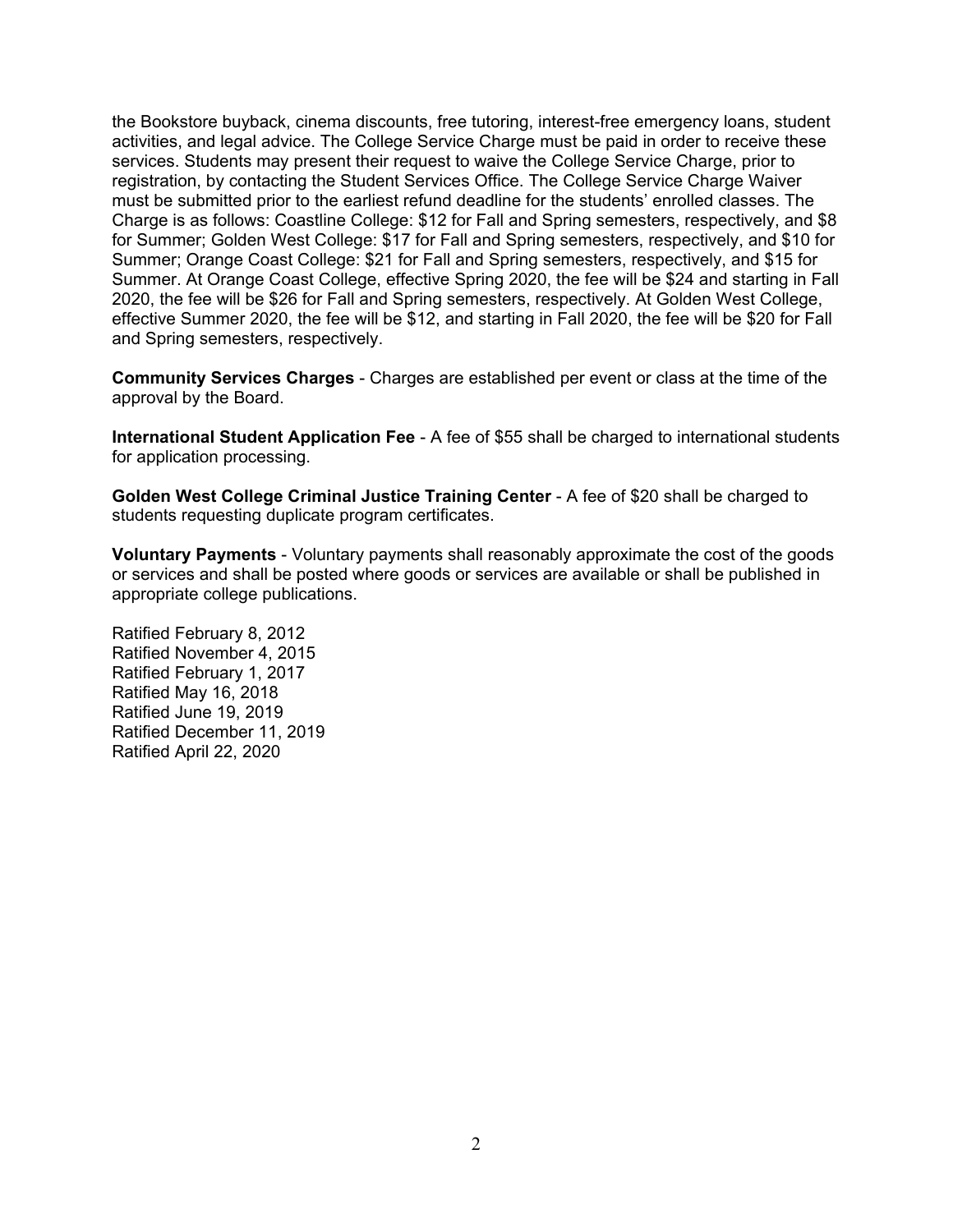the Bookstore buyback, cinema discounts, free tutoring, interest-free emergency loans, student activities, and legal advice. The College Service Charge must be paid in order to receive these services. Students may present their request to waive the College Service Charge, prior to registration, by contacting the Student Services Office. The College Service Charge Waiver must be submitted prior to the earliest refund deadline for the students' enrolled classes. The Charge is as follows: Coastline College: $12 for Fall and Spring semesters, respectively, and $8 for Summer; Golden West College: $17 for Fall and Spring semesters, respectively, and $10 for Summer; Orange Coast College: $21 for Fall and Spring semesters, respectively, and $15 for Summer. At Orange Coast College, effective Spring 2020, the fee will be $24 and starting in Fall 2020, the fee will be $26 for Fall and Spring semesters, respectively. At Golden West College, effective Summer 2020, the fee will be $12, and starting in Fall 2020, the fee will be $20 for Fall and Spring semesters, respectively.

**Community Services Charges** - Charges are established per event or class at the time of the approval by the Board.

**International Student Application Fee** - A fee of $55 shall be charged to international students for application processing.

**Golden West College Criminal Justice Training Center** - A fee of $20 shall be charged to students requesting duplicate program certificates.

**Voluntary Payments** - Voluntary payments shall reasonably approximate the cost of the goods or services and shall be posted where goods or services are available or shall be published in appropriate college publications.

Ratified February 8, 2012
Ratified November 4, 2015
Ratified February 1, 2017
Ratified May 16, 2018
Ratified June 19, 2019
Ratified December 11, 2019
Ratified April 22, 2020